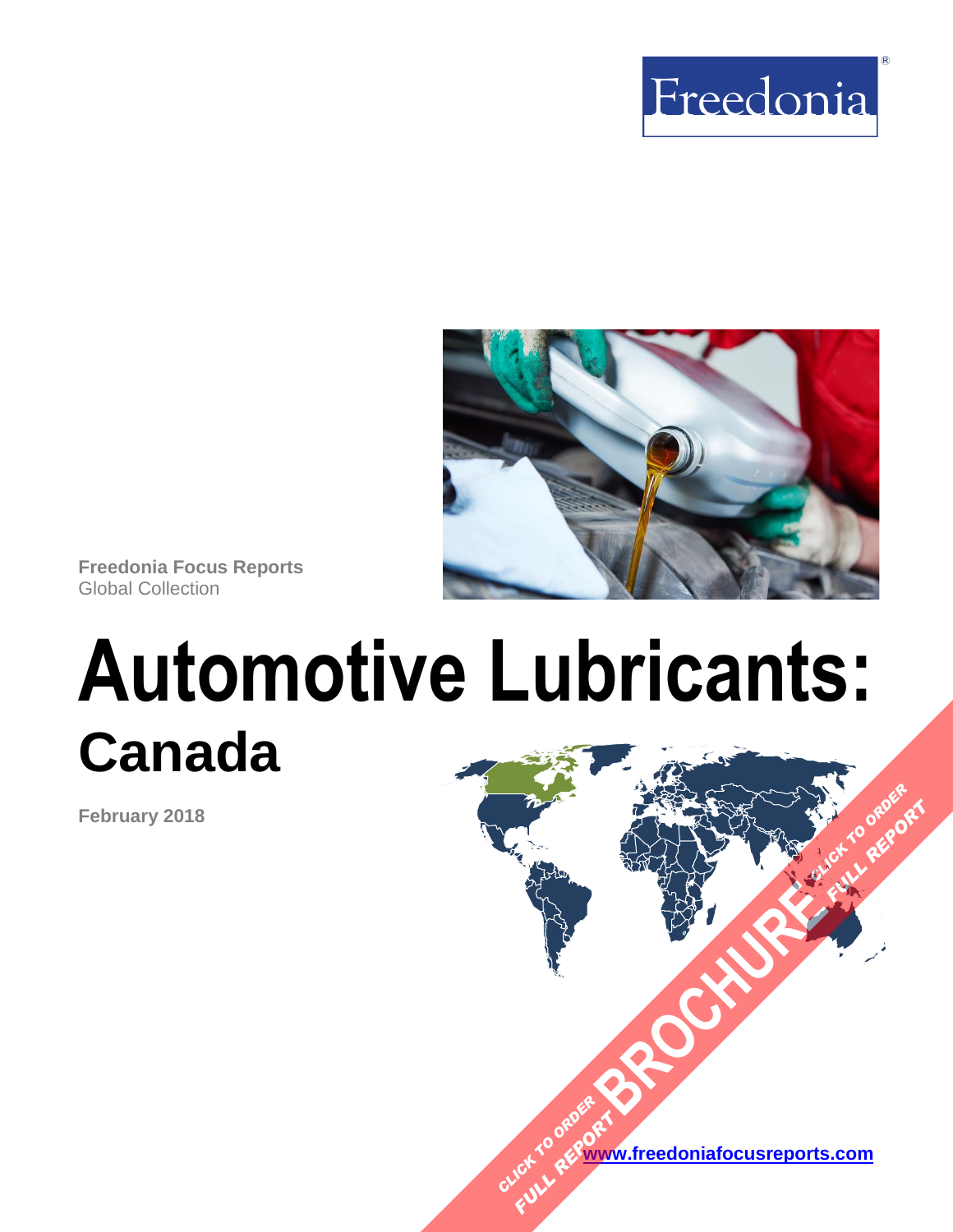Freedonia

Freedonia Focus Reports
Global Collection

# Automotive Lubricants:
## Canada

February 2018

CLICK TO ORDER FULL REPORT BROCHURE CLICK TO ORDER FULL REPORT

www.freedoniafocusreports.com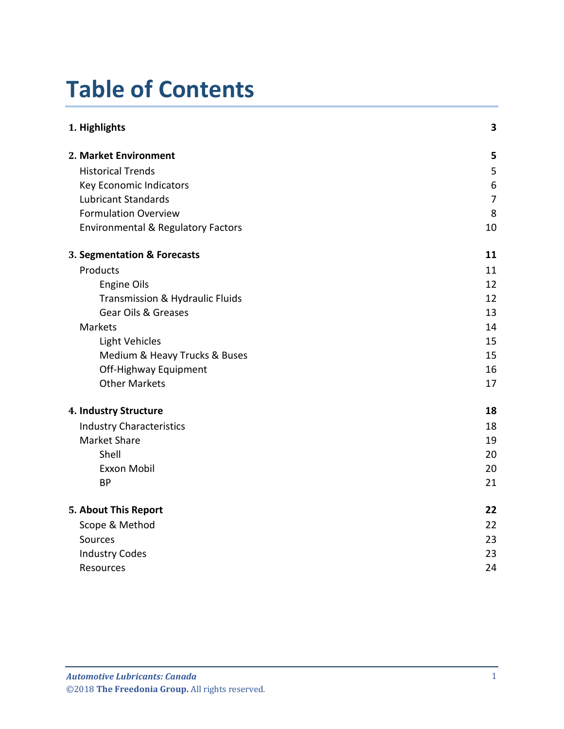# Table of Contents

| | |
|---|---|
| **1. Highlights** | **3** |
| **2. Market Environment** | **5** |
| Historical Trends | 5 |
| Key Economic Indicators | 6 |
| Lubricant Standards | 7 |
| Formulation Overview | 8 |
| Environmental & Regulatory Factors | 10 |
| **3. Segmentation & Forecasts** | **11** |
| Products | 11 |
| Engine Oils | 12 |
| Transmission & Hydraulic Fluids | 12 |
| Gear Oils & Greases | 13 |
| Markets | 14 |
| Light Vehicles | 15 |
| Medium & Heavy Trucks & Buses | 15 |
| Off-Highway Equipment | 16 |
| Other Markets | 17 |
| **4. Industry Structure** | **18** |
| Industry Characteristics | 18 |
| Market Share | 19 |
| Shell | 20 |
| Exxon Mobil | 20 |
| BP | 21 |
| **5. About This Report** | **22** |
| Scope & Method | 22 |
| Sources | 23 |
| Industry Codes | 23 |
| Resources | 24 |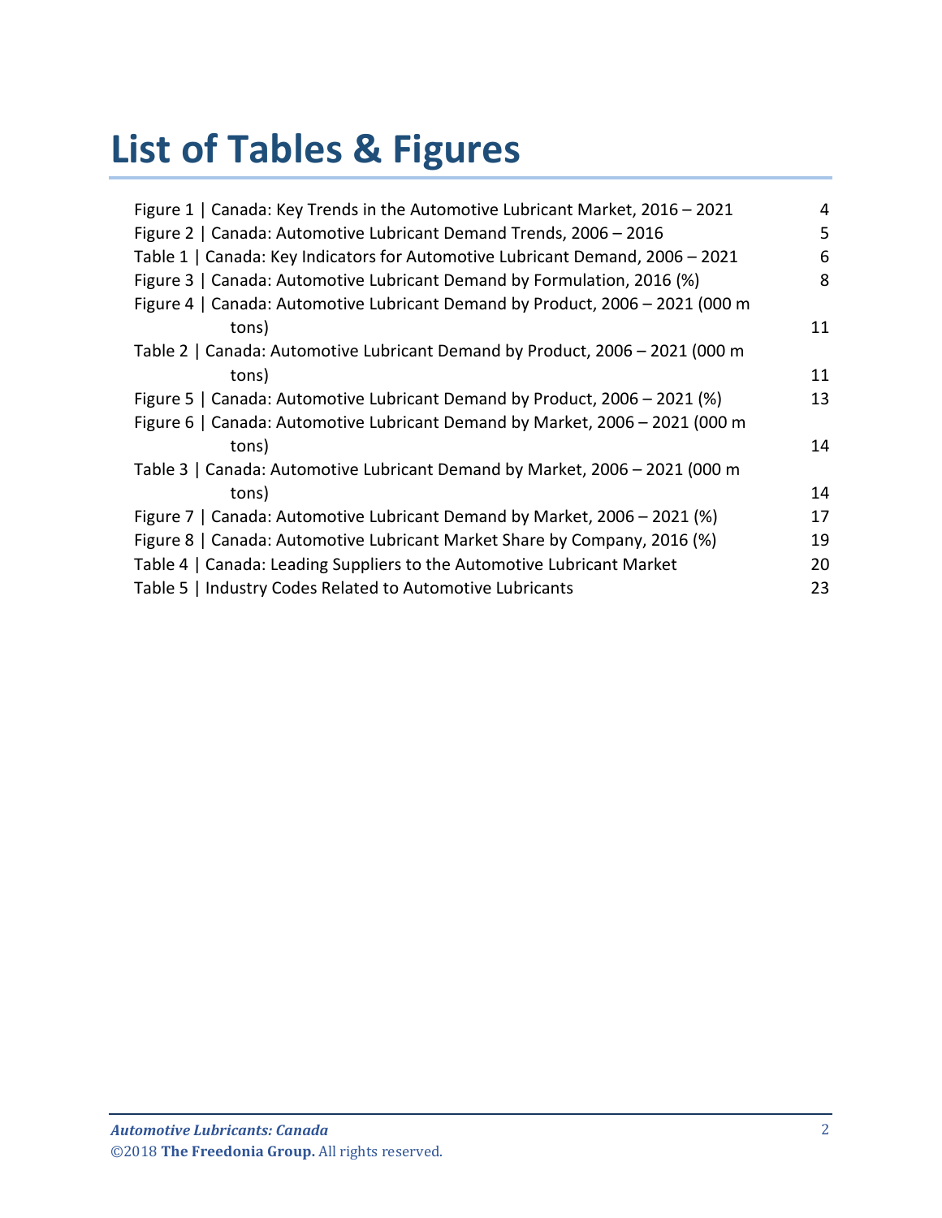# List of Tables & Figures

| | |
|---|---|
| Figure 1 \| Canada: Key Trends in the Automotive Lubricant Market, 2016 – 2021 | 4 |
| Figure 2 \| Canada: Automotive Lubricant Demand Trends, 2006 – 2016 | 5 |
| Table 1 \| Canada: Key Indicators for Automotive Lubricant Demand, 2006 – 2021 | 6 |
| Figure 3 \| Canada: Automotive Lubricant Demand by Formulation, 2016 (%) | 8 |
| Figure 4 \| Canada: Automotive Lubricant Demand by Product, 2006 – 2021 (000 m tons) | 11 |
| Table 2 \| Canada: Automotive Lubricant Demand by Product, 2006 – 2021 (000 m tons) | 11 |
| Figure 5 \| Canada: Automotive Lubricant Demand by Product, 2006 – 2021 (%) | 13 |
| Figure 6 \| Canada: Automotive Lubricant Demand by Market, 2006 – 2021 (000 m tons) | 14 |
| Table 3 \| Canada: Automotive Lubricant Demand by Market, 2006 – 2021 (000 m tons) | 14 |
| Figure 7 \| Canada: Automotive Lubricant Demand by Market, 2006 – 2021 (%) | 17 |
| Figure 8 \| Canada: Automotive Lubricant Market Share by Company, 2016 (%) | 19 |
| Table 4 \| Canada: Leading Suppliers to the Automotive Lubricant Market | 20 |
| Table 5 \| Industry Codes Related to Automotive Lubricants | 23 |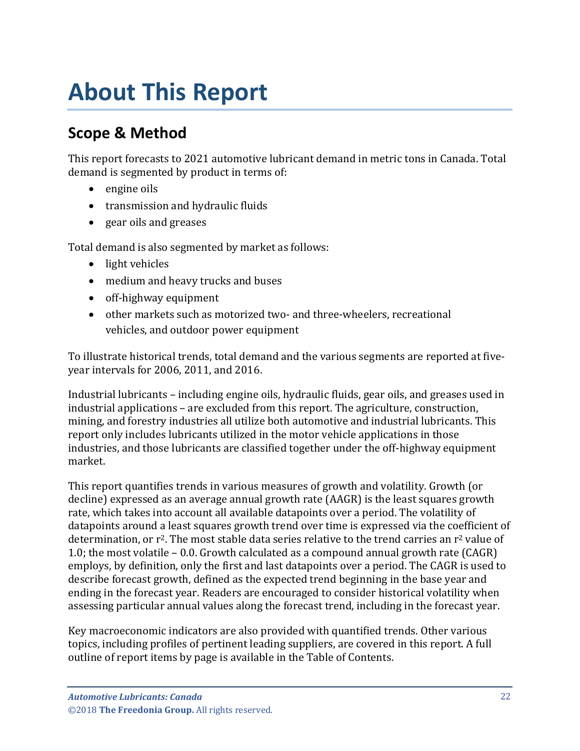# About This Report

## Scope & Method

This report forecasts to 2021 automotive lubricant demand in metric tons in Canada. Total demand is segmented by product in terms of:

- engine oils
- transmission and hydraulic fluids
- gear oils and greases

Total demand is also segmented by market as follows:

- light vehicles
- medium and heavy trucks and buses
- off-highway equipment
- other markets such as motorized two- and three-wheelers, recreational vehicles, and outdoor power equipment

To illustrate historical trends, total demand and the various segments are reported at five-year intervals for 2006, 2011, and 2016.

Industrial lubricants – including engine oils, hydraulic fluids, gear oils, and greases used in industrial applications – are excluded from this report. The agriculture, construction, mining, and forestry industries all utilize both automotive and industrial lubricants. This report only includes lubricants utilized in the motor vehicle applications in those industries, and those lubricants are classified together under the off-highway equipment market.

This report quantifies trends in various measures of growth and volatility. Growth (or decline) expressed as an average annual growth rate (AAGR) is the least squares growth rate, which takes into account all available datapoints over a period. The volatility of datapoints around a least squares growth trend over time is expressed via the coefficient of determination, or $r^2$. The most stable data series relative to the trend carries an $r^2$ value of 1.0; the most volatile – 0.0. Growth calculated as a compound annual growth rate (CAGR) employs, by definition, only the first and last datapoints over a period. The CAGR is used to describe forecast growth, defined as the expected trend beginning in the base year and ending in the forecast year. Readers are encouraged to consider historical volatility when assessing particular annual values along the forecast trend, including in the forecast year.

Key macroeconomic indicators are also provided with quantified trends. Other various topics, including profiles of pertinent leading suppliers, are covered in this report. A full outline of report items by page is available in the Table of Contents.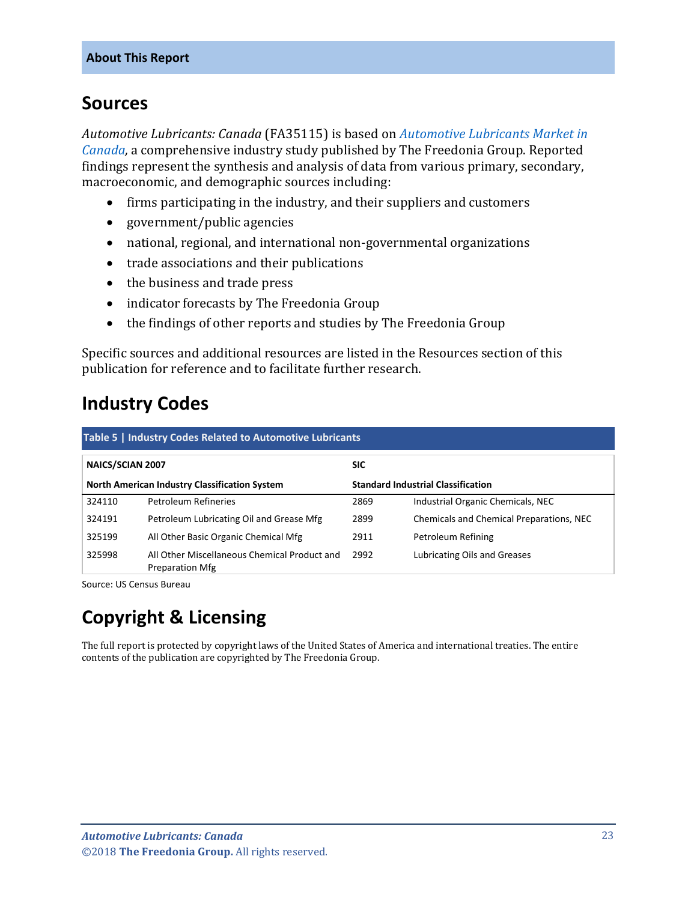About This Report

## Sources

*Automotive Lubricants: Canada* (FA35115) is based on *Automotive Lubricants Market in Canada*, a comprehensive industry study published by The Freedonia Group. Reported findings represent the synthesis and analysis of data from various primary, secondary, macroeconomic, and demographic sources including:

- firms participating in the industry, and their suppliers and customers
- government/public agencies
- national, regional, and international non-governmental organizations
- trade associations and their publications
- the business and trade press
- indicator forecasts by The Freedonia Group
- the findings of other reports and studies by The Freedonia Group

Specific sources and additional resources are listed in the Resources section of this publication for reference and to facilitate further research.

## Industry Codes

**Table 5 | Industry Codes Related to Automotive Lubricants**

| NAICS/SCIAN 2007 | | SIC | |
|---|---|---|---|
| **North American Industry Classification System** | | **Standard Industrial Classification** | |
| 324110 | Petroleum Refineries | 2869 | Industrial Organic Chemicals, NEC |
| 324191 | Petroleum Lubricating Oil and Grease Mfg | 2899 | Chemicals and Chemical Preparations, NEC |
| 325199 | All Other Basic Organic Chemical Mfg | 2911 | Petroleum Refining |
| 325998 | All Other Miscellaneous Chemical Product and Preparation Mfg | 2992 | Lubricating Oils and Greases |

Source: US Census Bureau

## Copyright & Licensing

The full report is protected by copyright laws of the United States of America and international treaties. The entire contents of the publication are copyrighted by The Freedonia Group.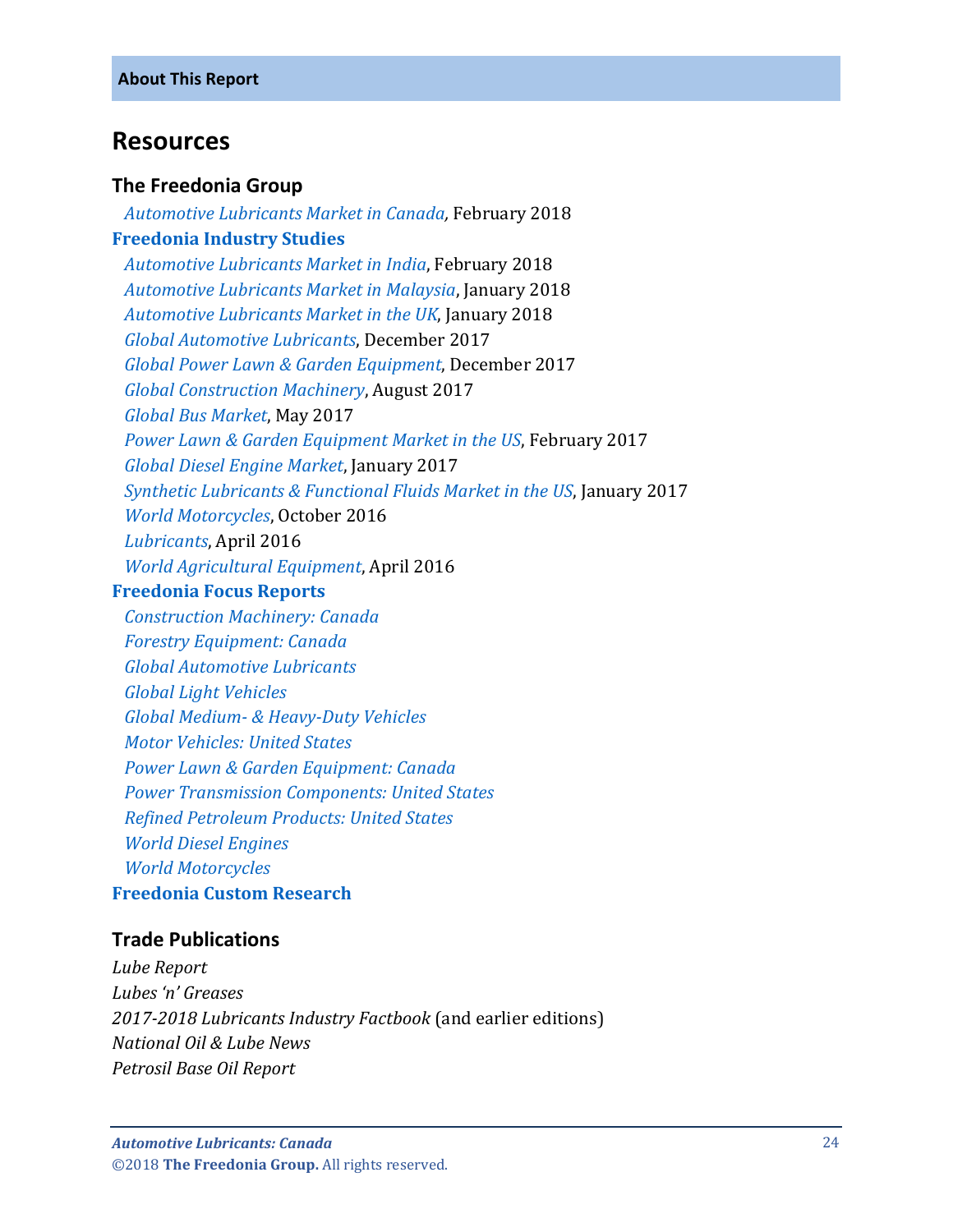**About This Report**

## Resources

### The Freedonia Group

*Automotive Lubricants Market in Canada,* February 2018

**Freedonia Industry Studies**

*Automotive Lubricants Market in India*, February 2018
*Automotive Lubricants Market in Malaysia*, January 2018
*Automotive Lubricants Market in the UK*, January 2018
*Global Automotive Lubricants*, December 2017
*Global Power Lawn & Garden Equipment*, December 2017
*Global Construction Machinery*, August 2017
*Global Bus Market*, May 2017
*Power Lawn & Garden Equipment Market in the US*, February 2017
*Global Diesel Engine Market*, January 2017
*Synthetic Lubricants & Functional Fluids Market in the US*, January 2017
*World Motorcycles*, October 2016
*Lubricants*, April 2016
*World Agricultural Equipment*, April 2016

**Freedonia Focus Reports**

*Construction Machinery: Canada*
*Forestry Equipment: Canada*
*Global Automotive Lubricants*
*Global Light Vehicles*
*Global Medium- & Heavy-Duty Vehicles*
*Motor Vehicles: United States*
*Power Lawn & Garden Equipment: Canada*
*Power Transmission Components: United States*
*Refined Petroleum Products: United States*
*World Diesel Engines*
*World Motorcycles*

**Freedonia Custom Research**

### Trade Publications

*Lube Report*
*Lubes 'n' Greases*
*2017-2018 Lubricants Industry Factbook* (and earlier editions)
*National Oil & Lube News*
*Petrosil Base Oil Report*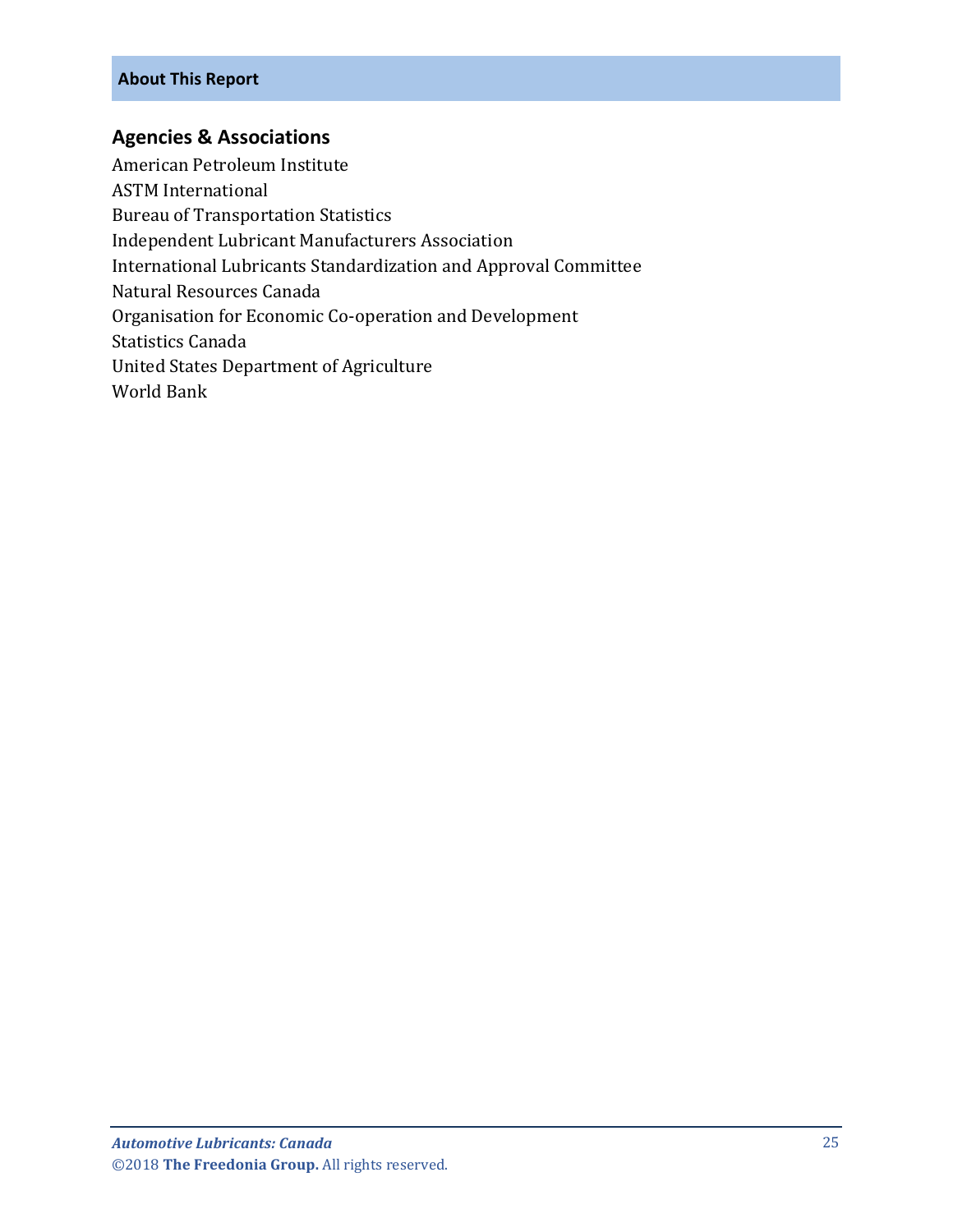## Agencies & Associations

American Petroleum Institute
ASTM International
Bureau of Transportation Statistics
Independent Lubricant Manufacturers Association
International Lubricants Standardization and Approval Committee
Natural Resources Canada
Organisation for Economic Co-operation and Development
Statistics Canada
United States Department of Agriculture
World Bank